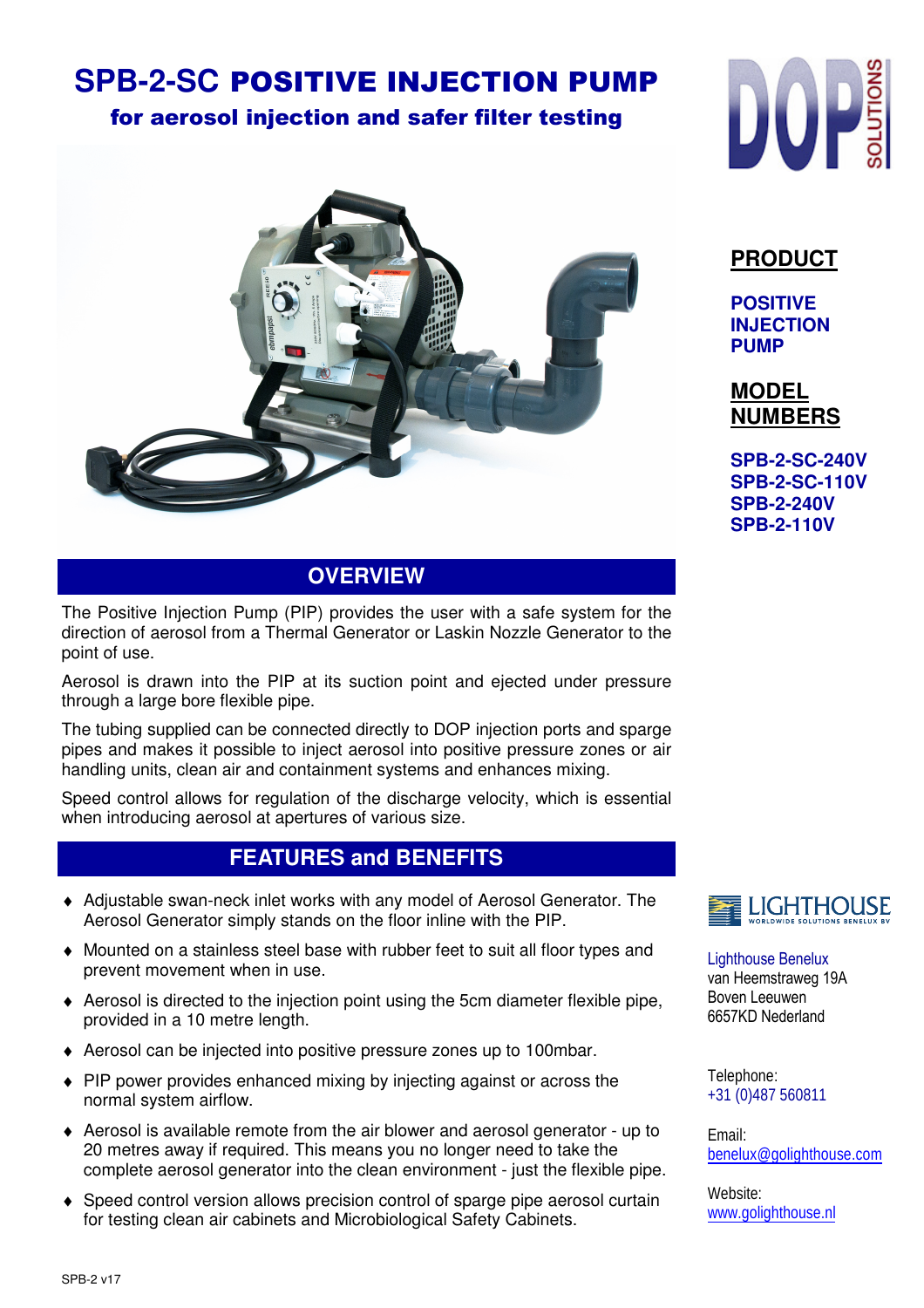# SPB-2-SC POSITIVE INJECTION PUMP

## for aerosol injection and safer filter testing

## PRODUCT

**POSITIVE INJECTION PUMP**

## MODEL NUMBERS

**SPB-2-SC-240V**
**SPB-2-SC-110V**
**SPB-2-240V**
**SPB-2-110V**

## OVERVIEW

The Positive Injection Pump (PIP) provides the user with a safe system for the direction of aerosol from a Thermal Generator or Laskin Nozzle Generator to the point of use.

Aerosol is drawn into the PIP at its suction point and ejected under pressure through a large bore flexible pipe.

The tubing supplied can be connected directly to DOP injection ports and sparge pipes and makes it possible to inject aerosol into positive pressure zones or air handling units, clean air and containment systems and enhances mixing.

Speed control allows for regulation of the discharge velocity, which is essential when introducing aerosol at apertures of various size.

## FEATURES and BENEFITS

- Adjustable swan-neck inlet works with any model of Aerosol Generator. The Aerosol Generator simply stands on the floor inline with the PIP.
- Mounted on a stainless steel base with rubber feet to suit all floor types and prevent movement when in use.
- Aerosol is directed to the injection point using the 5cm diameter flexible pipe, provided in a 10 metre length.
- Aerosol can be injected into positive pressure zones up to 100mbar.
- PIP power provides enhanced mixing by injecting against or across the normal system airflow.
- Aerosol is available remote from the air blower and aerosol generator - up to 20 metres away if required. This means you no longer need to take the complete aerosol generator into the clean environment - just the flexible pipe.
- Speed control version allows precision control of sparge pipe aerosol curtain for testing clean air cabinets and Microbiological Safety Cabinets.

Lighthouse Benelux
van Heemstraweg 19A
Boven Leeuwen
6657KD Nederland

Telephone:
+31 (0)487 560811

Email:
benelux@golighthouse.com

Website:
www.golighthouse.nl

SPB-2 v17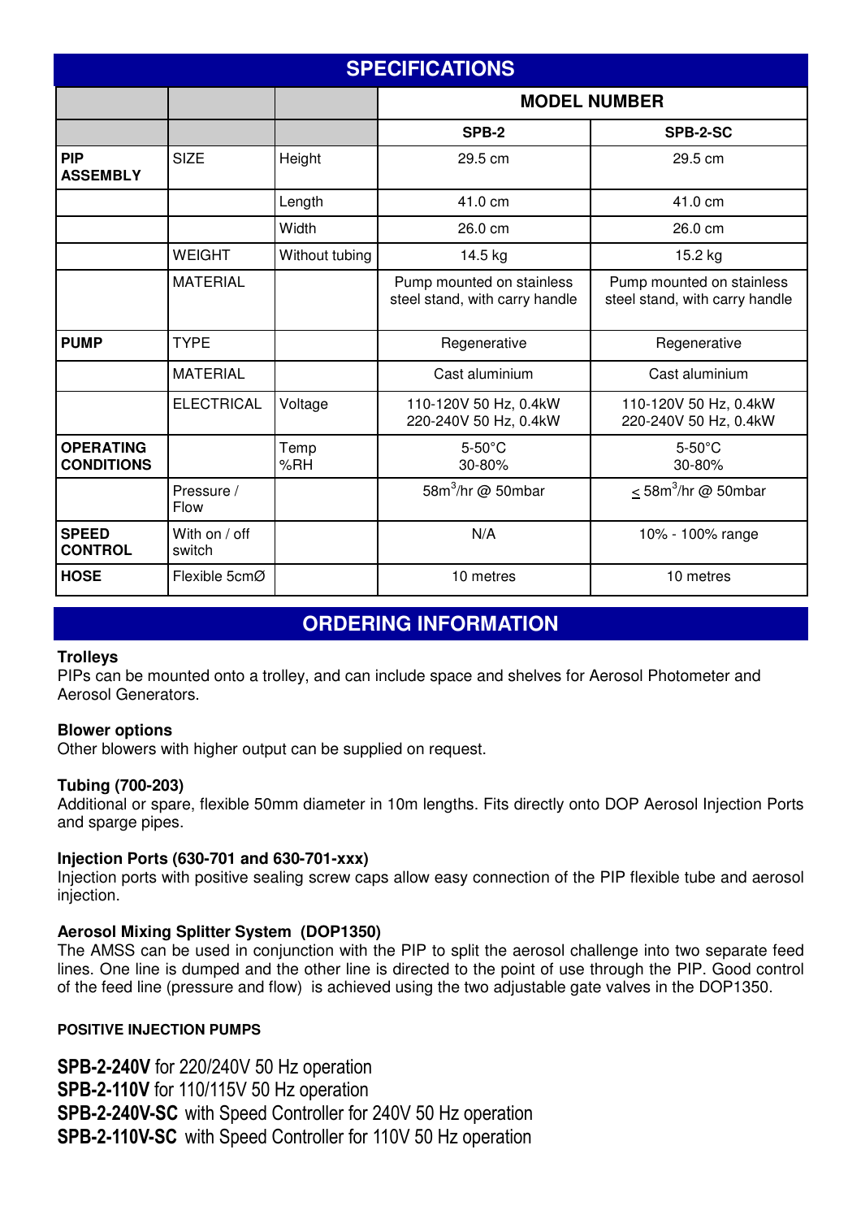## SPECIFICATIONS

| | | | MODEL NUMBER | |
|---|---|---|---|---|
| | | | **SPB-2** | **SPB-2-SC** |
| **PIP ASSEMBLY** | SIZE | Height | 29.5 cm | 29.5 cm |
| | | Length | 41.0 cm | 41.0 cm |
| | | Width | 26.0 cm | 26.0 cm |
| | WEIGHT | Without tubing | 14.5 kg | 15.2 kg |
| | MATERIAL | | Pump mounted on stainless steel stand, with carry handle | Pump mounted on stainless steel stand, with carry handle |
| **PUMP** | TYPE | | Regenerative | Regenerative |
| | MATERIAL | | Cast aluminium | Cast aluminium |
| | ELECTRICAL | Voltage | 110-120V 50 Hz, 0.4kW<br>220-240V 50 Hz, 0.4kW | 110-120V 50 Hz, 0.4kW<br>220-240V 50 Hz, 0.4kW |
| **OPERATING CONDITIONS** | | Temp<br>%RH | 5-50°C<br>30-80% | 5-50°C<br>30-80% |
| | Pressure / Flow | | $58m^3/hr$ @ 50mbar | $\leq 58m^3/hr$ @ 50mbar |
| **SPEED CONTROL** | With on / off switch | | N/A | 10% - 100% range |
| **HOSE** | Flexible 5cmØ | | 10 metres | 10 metres |

## ORDERING INFORMATION

**Trolleys**
PIPs can be mounted onto a trolley, and can include space and shelves for Aerosol Photometer and Aerosol Generators.

**Blower options**
Other blowers with higher output can be supplied on request.

**Tubing (700-203)**
Additional or spare, flexible 50mm diameter in 10m lengths. Fits directly onto DOP Aerosol Injection Ports and sparge pipes.

**Injection Ports (630-701 and 630-701-xxx)**
Injection ports with positive sealing screw caps allow easy connection of the PIP flexible tube and aerosol injection.

**Aerosol Mixing Splitter System (DOP1350)**
The AMSS can be used in conjunction with the PIP to split the aerosol challenge into two separate feed lines. One line is dumped and the other line is directed to the point of use through the PIP. Good control of the feed line (pressure and flow) is achieved using the two adjustable gate valves in the DOP1350.

**POSITIVE INJECTION PUMPS**

**SPB-2-240V** for 220/240V 50 Hz operation
**SPB-2-110V** for 110/115V 50 Hz operation
**SPB-2-240V-SC** with Speed Controller for 240V 50 Hz operation
**SPB-2-110V-SC** with Speed Controller for 110V 50 Hz operation